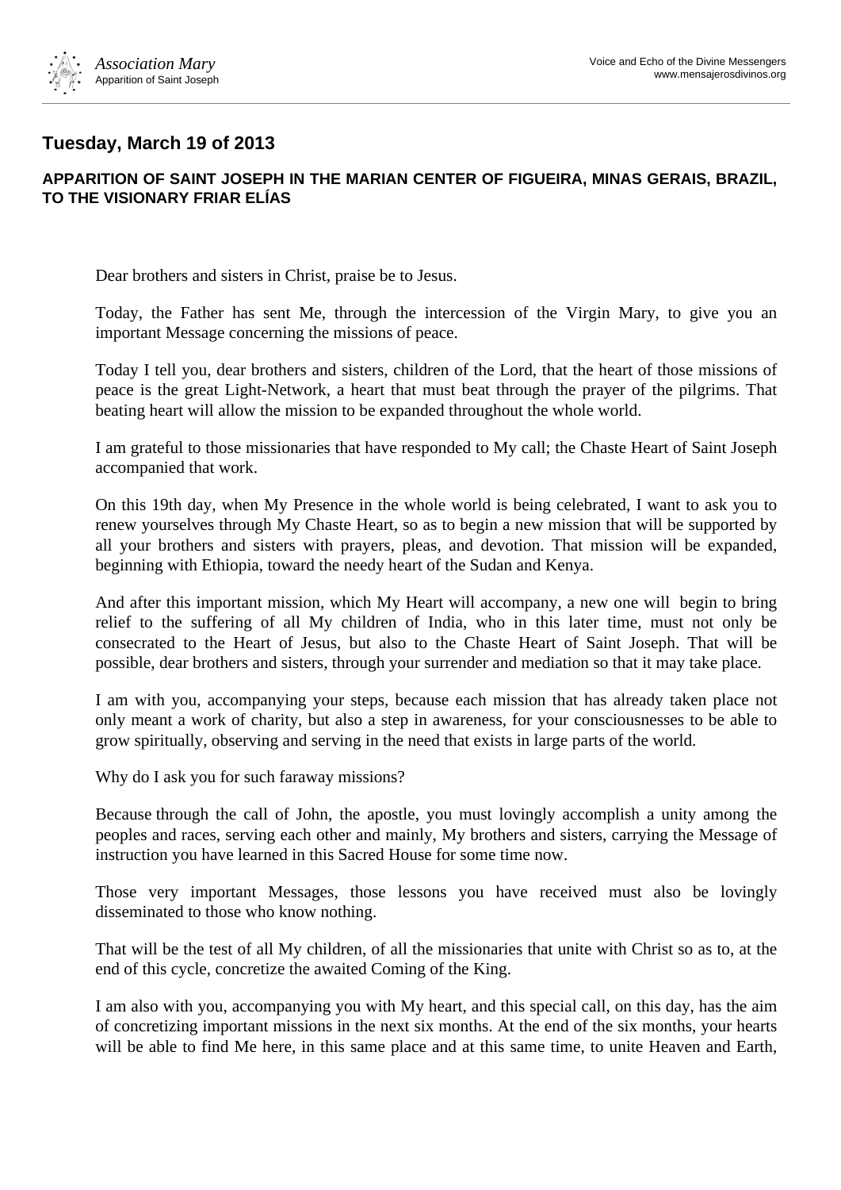## Tuesday, March 19 of 2013

### APPARITION OF SAINT JOSEPH IN THE MARIAN CENTER OF FIGUEIRA, MINAS GERAIS, BRAZIL, TO THE VISIONARY FRIAR ELÍAS

Dear brothers and sisters in Christ, praise be to Jesus.

Today, the Father has sent Me, through the intercession of the Virgin Mary, to give you an important Message concerning the missions of peace.

Today I tell you, dear brothers and sisters, children of the Lord, that the heart of those missions of peace is the great Light-Network, a heart that must beat through the prayer of the pilgrims. That beating heart will allow the mission to be expanded throughout the whole world.

I am grateful to those missionaries that have responded to My call; the Chaste Heart of Saint Joseph accompanied that work.

On this 19th day, when My Presence in the whole world is being celebrated, I want to ask you to renew yourselves through My Chaste Heart, so as to begin a new mission that will be supported by all your brothers and sisters with prayers, pleas, and devotion. That mission will be expanded, beginning with Ethiopia, toward the needy heart of the Sudan and Kenya.

And after this important mission, which My Heart will accompany, a new one will begin to bring relief to the suffering of all My children of India, who in this later time, must not only be consecrated to the Heart of Jesus, but also to the Chaste Heart of Saint Joseph. That will be possible, dear brothers and sisters, through your surrender and mediation so that it may take place.

I am with you, accompanying your steps, because each mission that has already taken place not only meant a work of charity, but also a step in awareness, for your consciousnesses to be able to grow spiritually, observing and serving in the need that exists in large parts of the world.

Why do I ask you for such faraway missions?

Because through the call of John, the apostle, you must lovingly accomplish a unity among the peoples and races, serving each other and mainly, My brothers and sisters, carrying the Message of instruction you have learned in this Sacred House for some time now.

Those very important Messages, those lessons you have received must also be lovingly disseminated to those who know nothing.

That will be the test of all My children, of all the missionaries that unite with Christ so as to, at the end of this cycle, concretize the awaited Coming of the King.

I am also with you, accompanying you with My heart, and this special call, on this day, has the aim of concretizing important missions in the next six months. At the end of the six months, your hearts will be able to find Me here, in this same place and at this same time, to unite Heaven and Earth,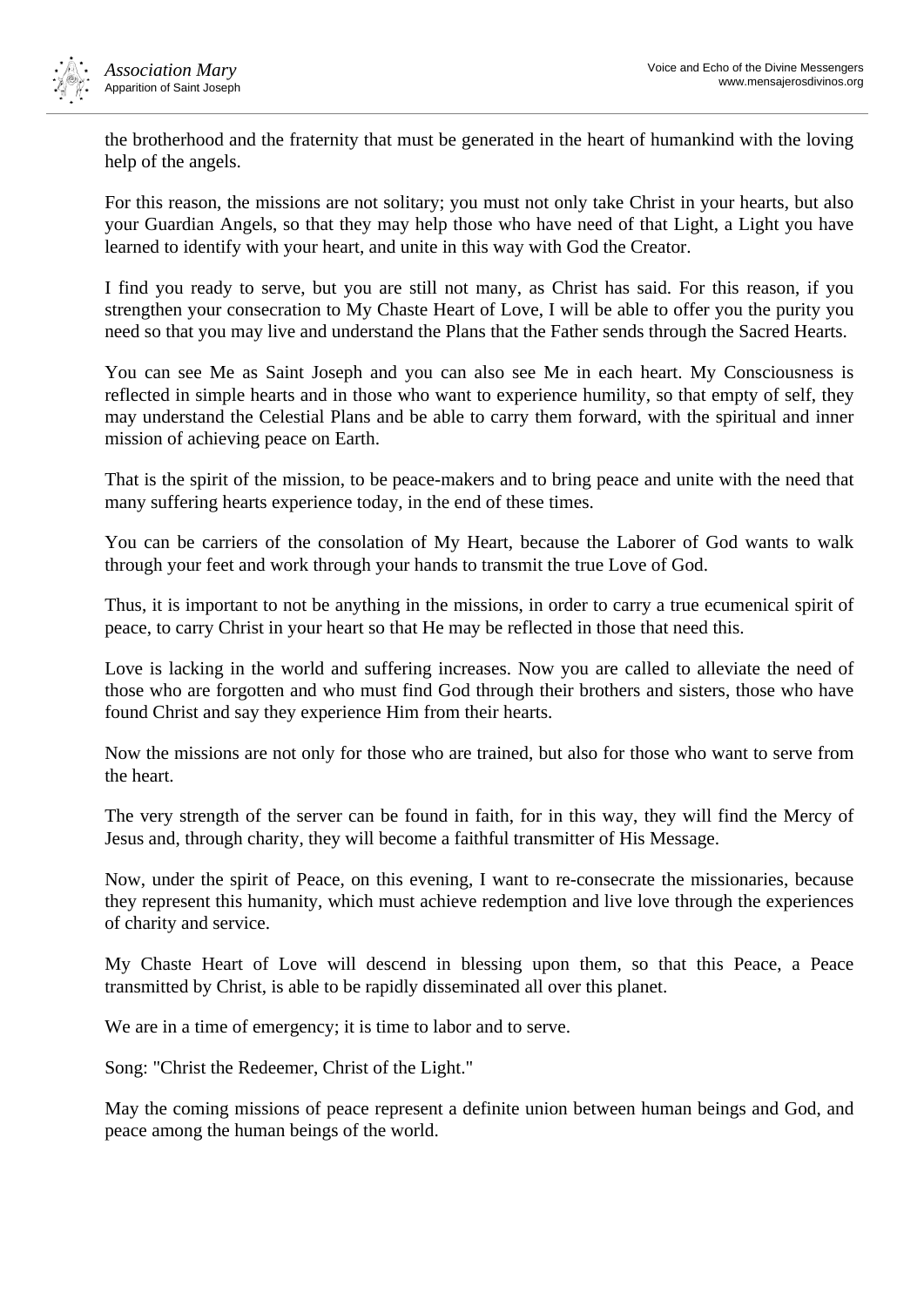the brotherhood and the fraternity that must be generated in the heart of humankind with the loving help of the angels.

For this reason, the missions are not solitary; you must not only take Christ in your hearts, but also your Guardian Angels, so that they may help those who have need of that Light, a Light you have learned to identify with your heart, and unite in this way with God the Creator.

I find you ready to serve, but you are still not many, as Christ has said. For this reason, if you strengthen your consecration to My Chaste Heart of Love, I will be able to offer you the purity you need so that you may live and understand the Plans that the Father sends through the Sacred Hearts.

You can see Me as Saint Joseph and you can also see Me in each heart. My Consciousness is reflected in simple hearts and in those who want to experience humility, so that empty of self, they may understand the Celestial Plans and be able to carry them forward, with the spiritual and inner mission of achieving peace on Earth.

That is the spirit of the mission, to be peace-makers and to bring peace and unite with the need that many suffering hearts experience today, in the end of these times.

You can be carriers of the consolation of My Heart, because the Laborer of God wants to walk through your feet and work through your hands to transmit the true Love of God.

Thus, it is important to not be anything in the missions, in order to carry a true ecumenical spirit of peace, to carry Christ in your heart so that He may be reflected in those that need this.

Love is lacking in the world and suffering increases. Now you are called to alleviate the need of those who are forgotten and who must find God through their brothers and sisters, those who have found Christ and say they experience Him from their hearts.

Now the missions are not only for those who are trained, but also for those who want to serve from the heart.

The very strength of the server can be found in faith, for in this way, they will find the Mercy of Jesus and, through charity, they will become a faithful transmitter of His Message.

Now, under the spirit of Peace, on this evening, I want to re-consecrate the missionaries, because they represent this humanity, which must achieve redemption and live love through the experiences of charity and service.

My Chaste Heart of Love will descend in blessing upon them, so that this Peace, a Peace transmitted by Christ, is able to be rapidly disseminated all over this planet.

We are in a time of emergency; it is time to labor and to serve.

Song: "Christ the Redeemer, Christ of the Light."

May the coming missions of peace represent a definite union between human beings and God, and peace among the human beings of the world.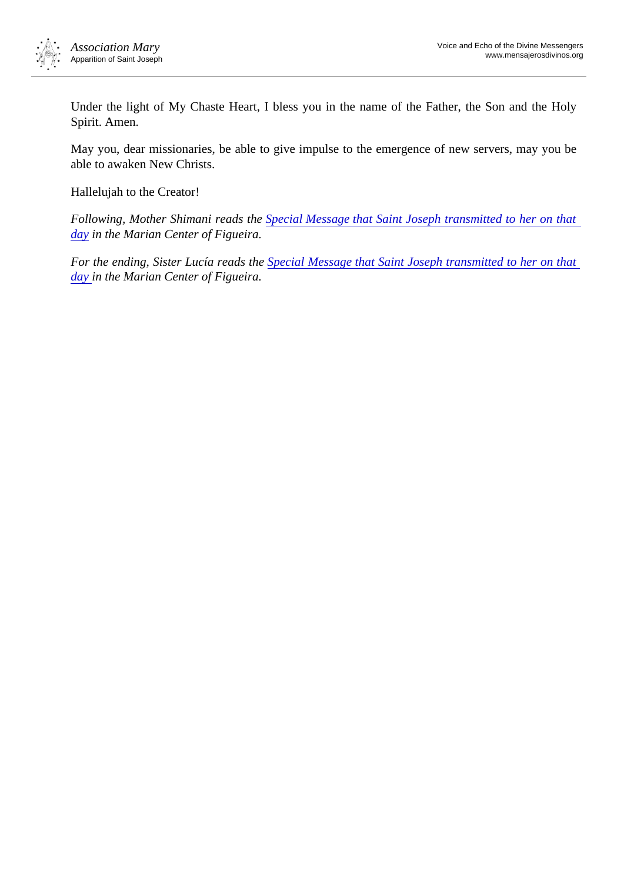Under the light of My Chaste Heart, I bless you in the name of the Father, the Son and the Holy Spirit. Amen.

May you, dear missionaries, be able to give impulse to the emergence of new servers, may you be able to awaken New Christs.

Hallelujah to the Creator!

*Following, Mother Shimani reads the Special Message that Saint Joseph transmitted to her on that day in the Marian Center of Figueira.*

*For the ending, Sister Lucía reads the Special Message that Saint Joseph transmitted to her on that day in the Marian Center of Figueira.*